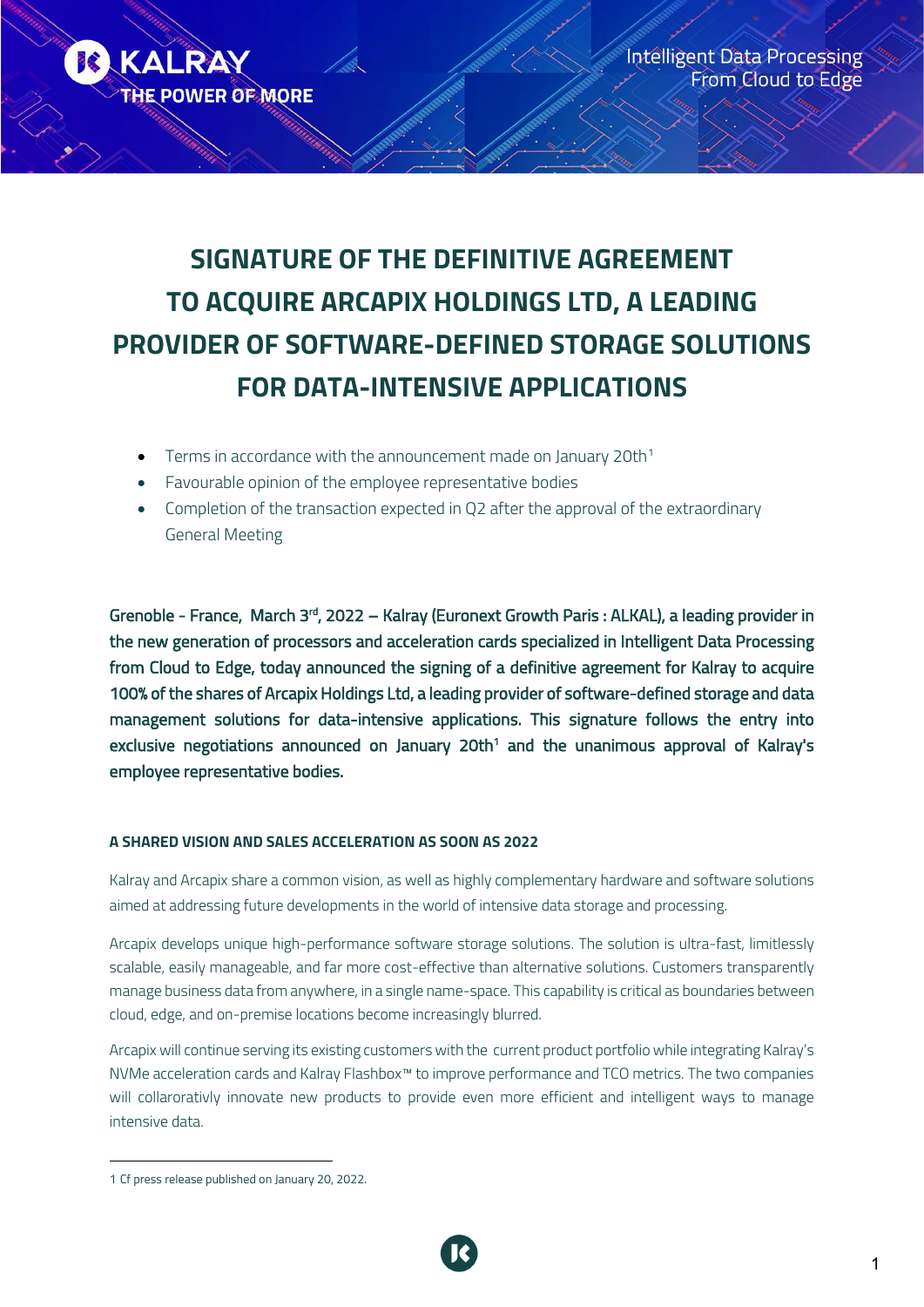# SIGNATURE OF THE DEFINITIVE AGREEMENT TO ACQUIRE ARCAPIX HOLDINGS LTD, A LEADING PROVIDER OF SOFTWARE-DEFINED STORAGE SOLUTIONS FOR DATA-INTENSIVE APPLICATIONS

- Terms in accordance with the announcement made on January 20th[1]
- Favourable opinion of the employee representative bodies
- Completion of the transaction expected in Q2 after the approval of the extraordinary General Meeting

**Grenoble - France, March 3rd, 2022 – Kalray (Euronext Growth Paris : ALKAL), a leading provider in the new generation of processors and acceleration cards specialized in Intelligent Data Processing from Cloud to Edge, today announced the signing of a definitive agreement for Kalray to acquire 100% of the shares of Arcapix Holdings Ltd, a leading provider of software-defined storage and data management solutions for data-intensive applications. This signature follows the entry into exclusive negotiations announced on January 20th[1] and the unanimous approval of Kalray's employee representative bodies.**

#### A SHARED VISION AND SALES ACCELERATION AS SOON AS 2022

Kalray and Arcapix share a common vision, as well as highly complementary hardware and software solutions aimed at addressing future developments in the world of intensive data storage and processing.

Arcapix develops unique high-performance software storage solutions. The solution is ultra-fast, limitlessly scalable, easily manageable, and far more cost-effective than alternative solutions. Customers transparently manage business data from anywhere, in a single name-space. This capability is critical as boundaries between cloud, edge, and on-premise locations become increasingly blurred.

Arcapix will continue serving its existing customers with the current product portfolio while integrating Kalray's NVMe acceleration cards and Kalray Flashbox™ to improve performance and TCO metrics. The two companies will collaroratívly innovate new products to provide even more efficient and intelligent ways to manage intensive data.

1 Cf press release published on January 20, 2022.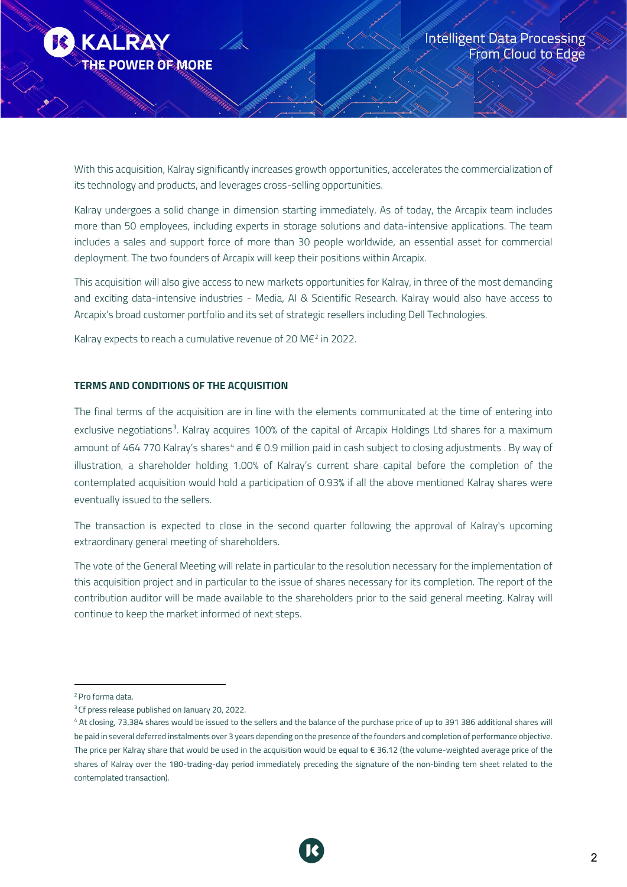With this acquisition, Kalray significantly increases growth opportunities, accelerates the commercialization of its technology and products, and leverages cross-selling opportunities.

Kalray undergoes a solid change in dimension starting immediately. As of today, the Arcapix team includes more than 50 employees, including experts in storage solutions and data-intensive applications. The team includes a sales and support force of more than 30 people worldwide, an essential asset for commercial deployment. The two founders of Arcapix will keep their positions within Arcapix.

This acquisition will also give access to new markets opportunities for Kalray, in three of the most demanding and exciting data-intensive industries - Media, AI & Scientific Research. Kalray would also have access to Arcapix's broad customer portfolio and its set of strategic resellers including Dell Technologies.

Kalray expects to reach a cumulative revenue of 20 M€[2] in 2022.

**TERMS AND CONDITIONS OF THE ACQUISITION**

The final terms of the acquisition are in line with the elements communicated at the time of entering into exclusive negotiations[3]. Kalray acquires 100% of the capital of Arcapix Holdings Ltd shares for a maximum amount of 464 770 Kalray's shares[4] and € 0.9 million paid in cash subject to closing adjustments . By way of illustration, a shareholder holding 1.00% of Kalray's current share capital before the completion of the contemplated acquisition would hold a participation of 0.93% if all the above mentioned Kalray shares were eventually issued to the sellers.

The transaction is expected to close in the second quarter following the approval of Kalray's upcoming extraordinary general meeting of shareholders.

The vote of the General Meeting will relate in particular to the resolution necessary for the implementation of this acquisition project and in particular to the issue of shares necessary for its completion. The report of the contribution auditor will be made available to the shareholders prior to the said general meeting. Kalray will continue to keep the market informed of next steps.

---

[2] Pro forma data.

[3] Cf press release published on January 20, 2022.

[4] At closing, 73,384 shares would be issued to the sellers and the balance of the purchase price of up to 391 386 additional shares will be paid in several deferred instalments over 3 years depending on the presence of the founders and completion of performance objective. The price per Kalray share that would be used in the acquisition would be equal to € 36.12 (the volume-weighted average price of the shares of Kalray over the 180-trading-day period immediately preceding the signature of the non-binding tem sheet related to the contemplated transaction).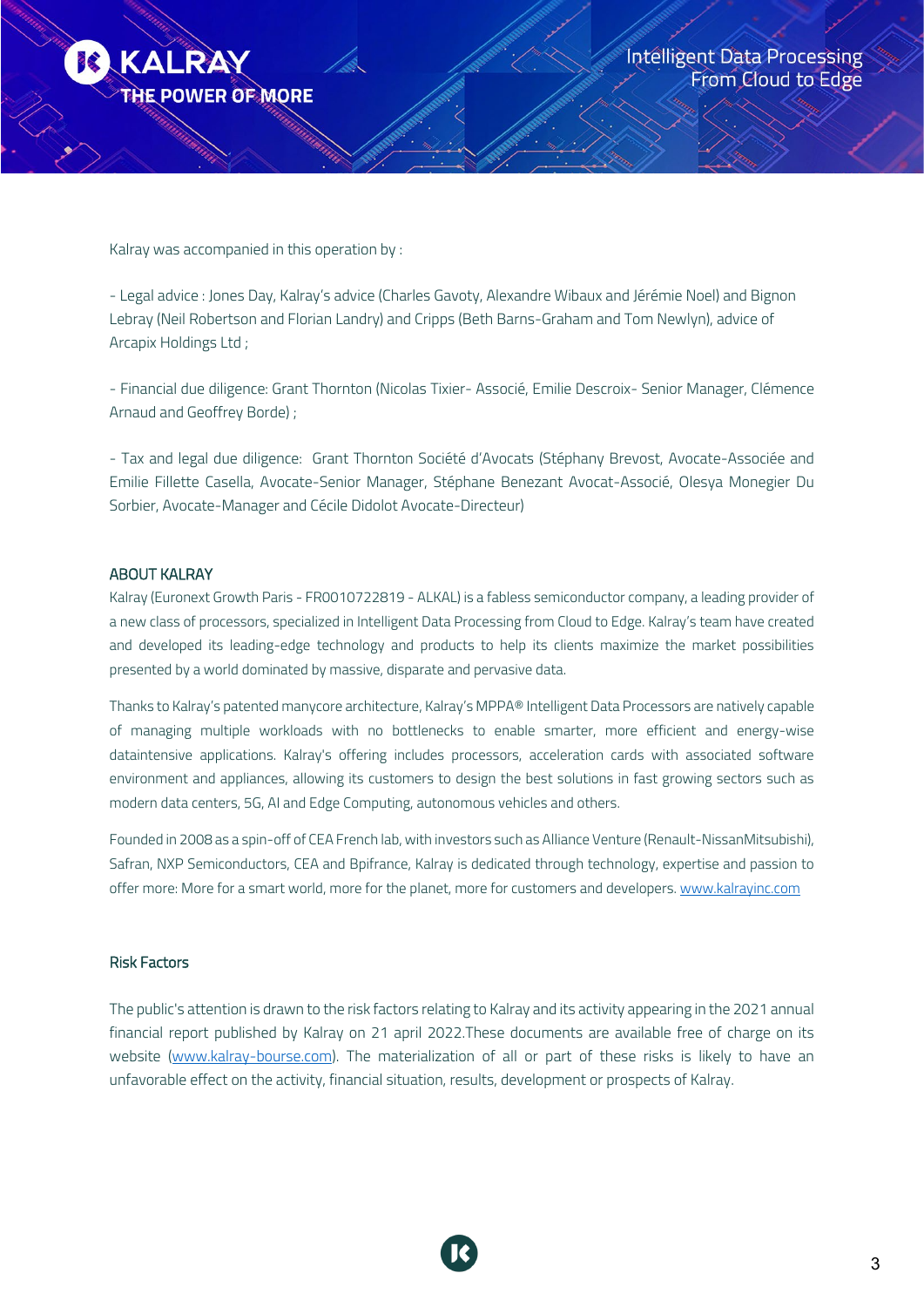Kalray was accompanied in this operation by :

- Legal advice : Jones Day, Kalray's advice (Charles Gavoty, Alexandre Wibaux and Jérémie Noel) and Bignon Lebray (Neil Robertson and Florian Landry) and Cripps (Beth Barns-Graham and Tom Newlyn), advice of Arcapix Holdings Ltd ;

- Financial due diligence: Grant Thornton (Nicolas Tixier- Associé, Emilie Descroix- Senior Manager, Clémence Arnaud and Geoffrey Borde) ;

- Tax and legal due diligence: Grant Thornton Société d'Avocats (Stéphany Brevost, Avocate-Associée and Emilie Fillette Casella, Avocate-Senior Manager, Stéphane Benezant Avocat-Associé, Olesya Monegier Du Sorbier, Avocate-Manager and Cécile Didolot Avocate-Directeur)

## ABOUT KALRAY

Kalray (Euronext Growth Paris - FR0010722819 - ALKAL) is a fabless semiconductor company, a leading provider of a new class of processors, specialized in Intelligent Data Processing from Cloud to Edge. Kalray's team have created and developed its leading-edge technology and products to help its clients maximize the market possibilities presented by a world dominated by massive, disparate and pervasive data.

Thanks to Kalray's patented manycore architecture, Kalray's MPPA® Intelligent Data Processors are natively capable of managing multiple workloads with no bottlenecks to enable smarter, more efficient and energy-wise dataintensive applications. Kalray's offering includes processors, acceleration cards with associated software environment and appliances, allowing its customers to design the best solutions in fast growing sectors such as modern data centers, 5G, AI and Edge Computing, autonomous vehicles and others.

Founded in 2008 as a spin-off of CEA French lab, with investors such as Alliance Venture (Renault-NissanMitsubishi), Safran, NXP Semiconductors, CEA and Bpifrance, Kalray is dedicated through technology, expertise and passion to offer more: More for a smart world, more for the planet, more for customers and developers. www.kalrayinc.com

## Risk Factors

The public's attention is drawn to the risk factors relating to Kalray and its activity appearing in the 2021 annual financial report published by Kalray on 21 april 2022.These documents are available free of charge on its website (www.kalray-bourse.com). The materialization of all or part of these risks is likely to have an unfavorable effect on the activity, financial situation, results, development or prospects of Kalray.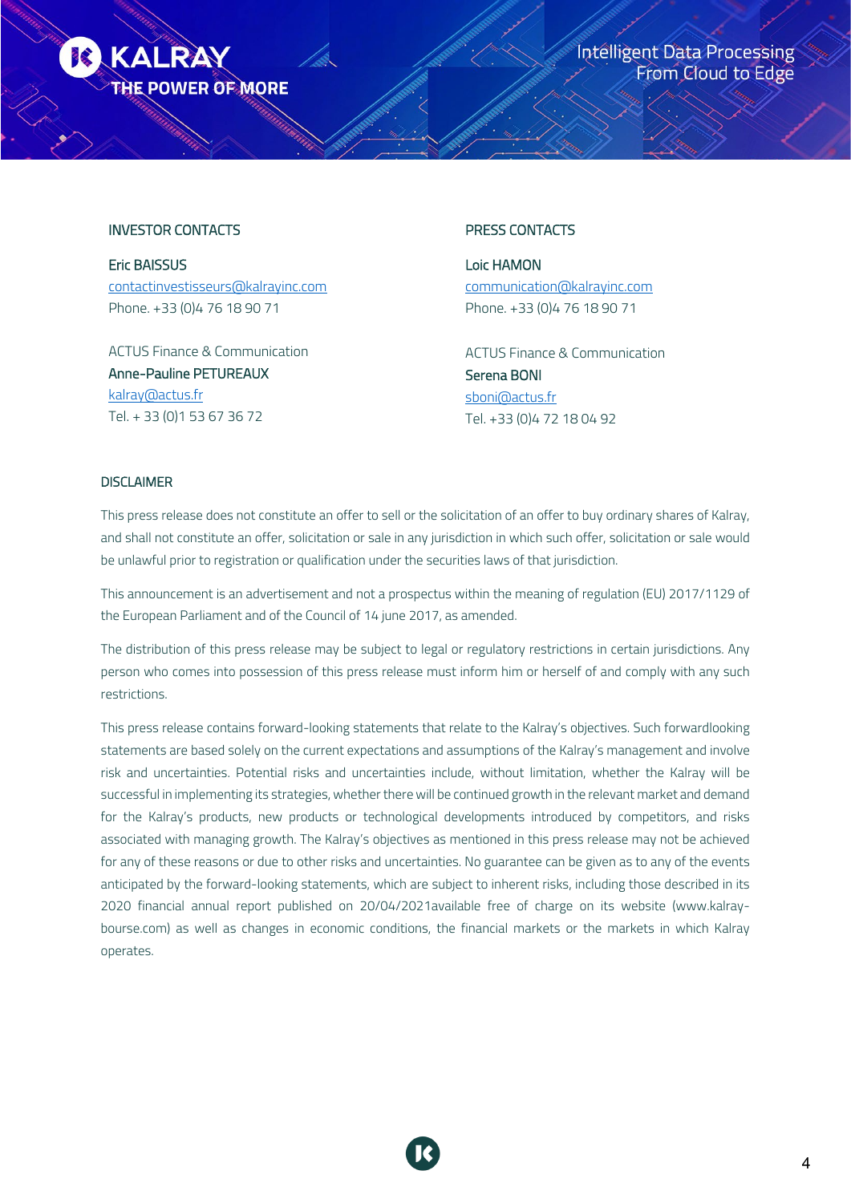## INVESTOR CONTACTS

**Eric BAISSUS**
contactinvestisseurs@kalrayinc.com
Phone. +33 (0)4 76 18 90 71

ACTUS Finance & Communication
**Anne-Pauline PETUREAUX**
kalray@actus.fr
Tel. + 33 (0)1 53 67 36 72

## PRESS CONTACTS

**Loic HAMON**
communication@kalrayinc.com
Phone. +33 (0)4 76 18 90 71

ACTUS Finance & Communication
**Serena BONI**
sboni@actus.fr
Tel. +33 (0)4 72 18 04 92

## DISCLAIMER

This press release does not constitute an offer to sell or the solicitation of an offer to buy ordinary shares of Kalray, and shall not constitute an offer, solicitation or sale in any jurisdiction in which such offer, solicitation or sale would be unlawful prior to registration or qualification under the securities laws of that jurisdiction.

This announcement is an advertisement and not a prospectus within the meaning of regulation (EU) 2017/1129 of the European Parliament and of the Council of 14 june 2017, as amended.

The distribution of this press release may be subject to legal or regulatory restrictions in certain jurisdictions. Any person who comes into possession of this press release must inform him or herself of and comply with any such restrictions.

This press release contains forward-looking statements that relate to the Kalray's objectives. Such forwardlooking statements are based solely on the current expectations and assumptions of the Kalray's management and involve risk and uncertainties. Potential risks and uncertainties include, without limitation, whether the Kalray will be successful in implementing its strategies, whether there will be continued growth in the relevant market and demand for the Kalray's products, new products or technological developments introduced by competitors, and risks associated with managing growth. The Kalray's objectives as mentioned in this press release may not be achieved for any of these reasons or due to other risks and uncertainties. No guarantee can be given as to any of the events anticipated by the forward-looking statements, which are subject to inherent risks, including those described in its 2020 financial annual report published on 20/04/2021available free of charge on its website (www.kalray-bourse.com) as well as changes in economic conditions, the financial markets or the markets in which Kalray operates.